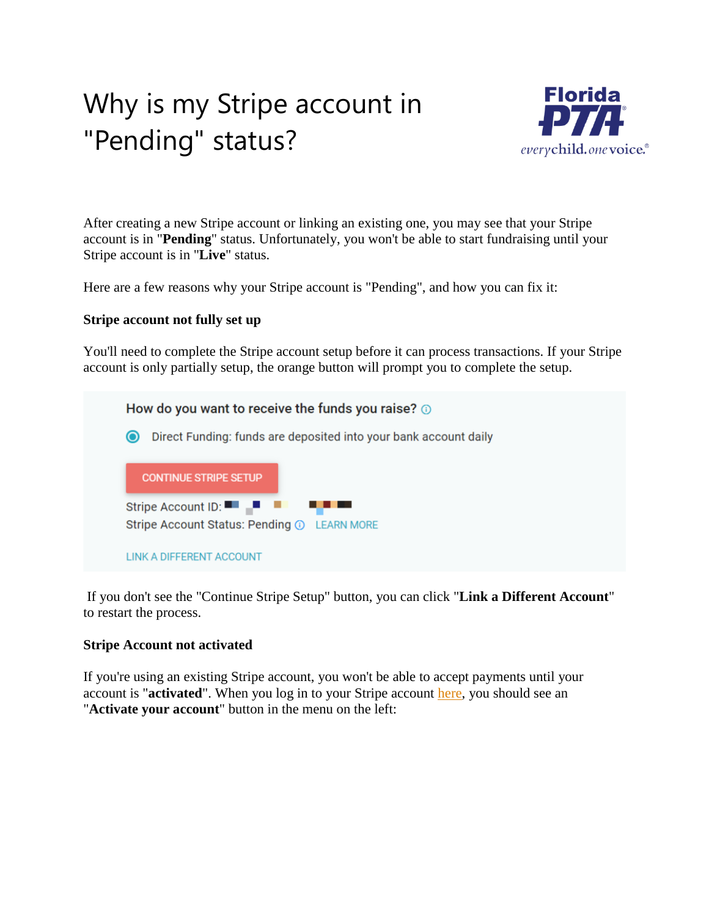# Why is my Stripe account in "Pending" status?

After creating a new Stripe account or linking an existing one, you may see that your Stripe account is in "**Pending**" status. Unfortunately, you won't be able to start fundraising until your Stripe account is in "**Live**" status.

Here are a few reasons why your Stripe account is "Pending", and how you can fix it:

**Stripe account not fully set up**

You'll need to complete the Stripe account setup before it can process transactions. If your Stripe account is only partially setup, the orange button will prompt you to complete the setup.

How do you want to receive the funds you raise?

Direct Funding: funds are deposited into your bank account daily

CONTINUE STRIPE SETUP

Stripe Account ID:

Stripe Account Status: Pending LEARN MORE

LINK A DIFFERENT ACCOUNT

If you don't see the "Continue Stripe Setup" button, you can click "**Link a Different Account**" to restart the process.

**Stripe Account not activated**

If you're using an existing Stripe account, you won't be able to accept payments until your account is "**activated**". When you log in to your Stripe account here, you should see an "**Activate your account**" button in the menu on the left: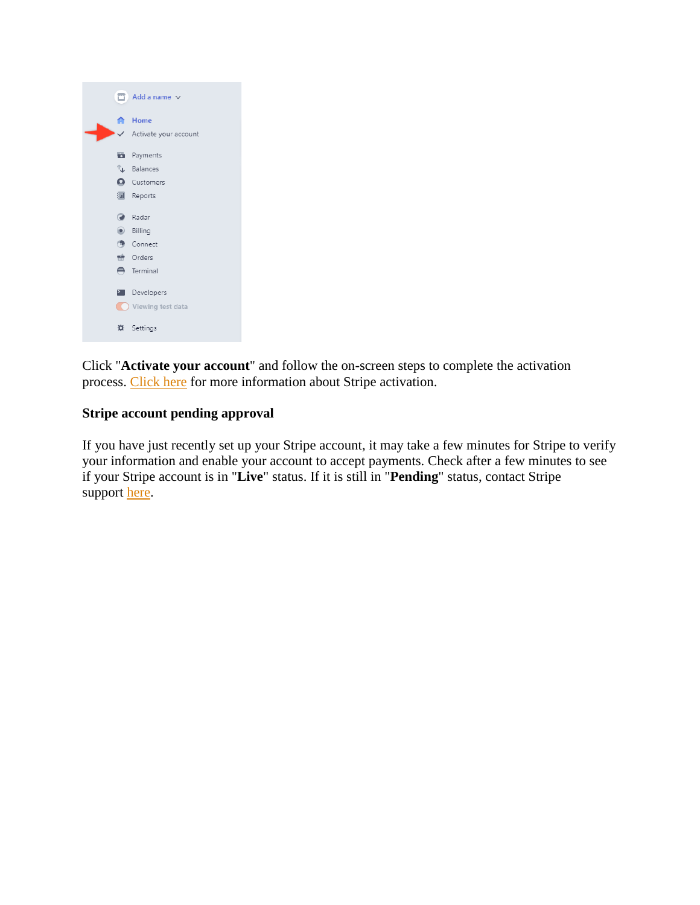Click "**Activate your account**" and follow the on-screen steps to complete the activation process. Click here for more information about Stripe activation.

**Stripe account pending approval**

If you have just recently set up your Stripe account, it may take a few minutes for Stripe to verify your information and enable your account to accept payments. Check after a few minutes to see if your Stripe account is in "**Live**" status. If it is still in "**Pending**" status, contact Stripe support here.